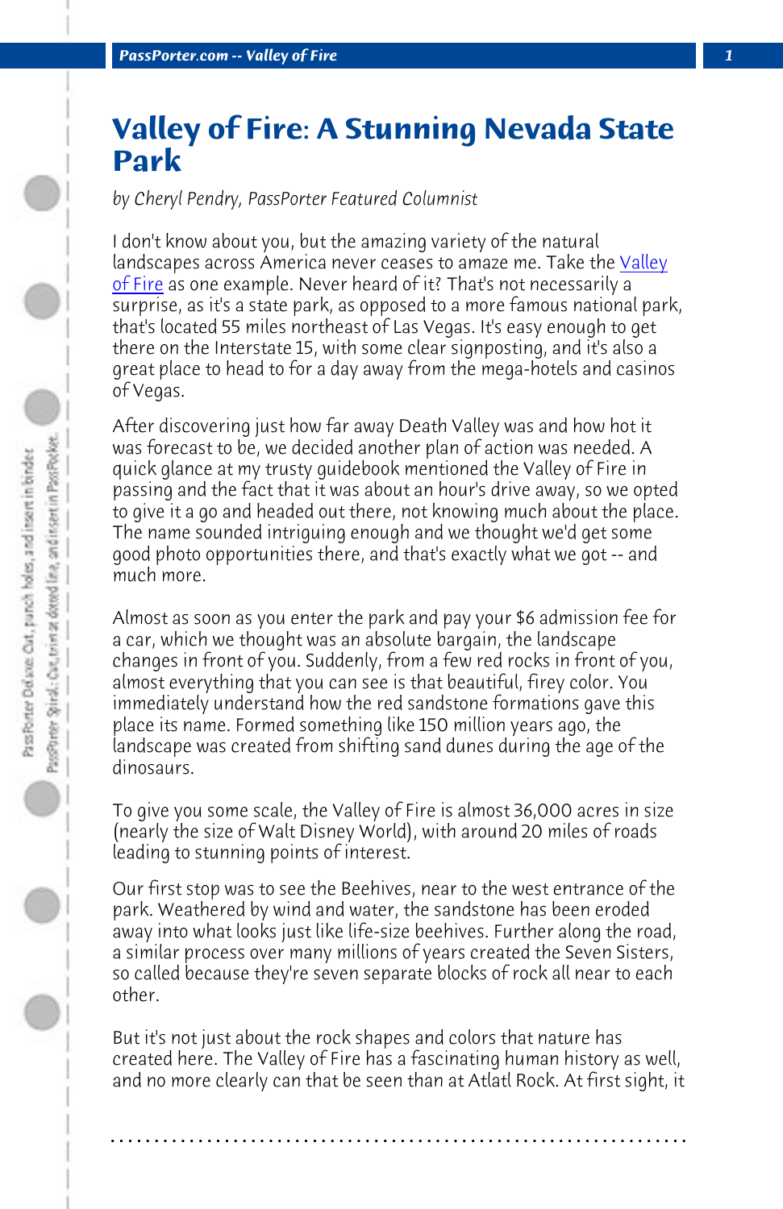# Valley of Fire: A Stunning Nevada State Park

*by Cheryl Pendry, PassPorter Featured Columnist*

I don't know about you, but the amazing variety of the natural landscapes across America never ceases to amaze me. Take the Valley of Fire as one example. Never heard of it? That's not necessarily a surprise, as it's a state park, as opposed to a more famous national park, that's located 55 miles northeast of Las Vegas. It's easy enough to get there on the Interstate 15, with some clear signposting, and it's also a great place to head to for a day away from the mega-hotels and casinos of Vegas.

After discovering just how far away Death Valley was and how hot it was forecast to be, we decided another plan of action was needed. A quick glance at my trusty guidebook mentioned the Valley of Fire in passing and the fact that it was about an hour's drive away, so we opted to give it a go and headed out there, not knowing much about the place. The name sounded intriguing enough and we thought we'd get some good photo opportunities there, and that's exactly what we got -- and much more.

Almost as soon as you enter the park and pay your $6 admission fee for a car, which we thought was an absolute bargain, the landscape changes in front of you. Suddenly, from a few red rocks in front of you, almost everything that you can see is that beautiful, firey color. You immediately understand how the red sandstone formations gave this place its name. Formed something like 150 million years ago, the landscape was created from shifting sand dunes during the age of the dinosaurs.

To give you some scale, the Valley of Fire is almost 36,000 acres in size (nearly the size of Walt Disney World), with around 20 miles of roads leading to stunning points of interest.

Our first stop was to see the Beehives, near to the west entrance of the park. Weathered by wind and water, the sandstone has been eroded away into what looks just like life-size beehives. Further along the road, a similar process over many millions of years created the Seven Sisters, so called because they're seven separate blocks of rock all near to each other.

But it's not just about the rock shapes and colors that nature has created here. The Valley of Fire has a fascinating human history as well, and no more clearly can that be seen than at Atlatl Rock. At first sight, it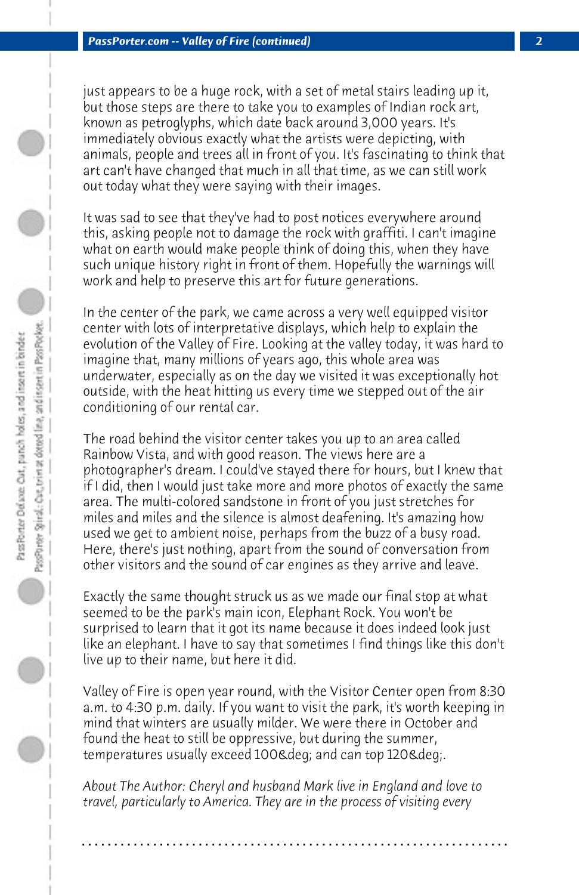just appears to be a huge rock, with a set of metal stairs leading up it, but those steps are there to take you to examples of Indian rock art, known as petroglyphs, which date back around 3,000 years. It's immediately obvious exactly what the artists were depicting, with animals, people and trees all in front of you. It's fascinating to think that art can't have changed that much in all that time, as we can still work out today what they were saying with their images.

It was sad to see that they've had to post notices everywhere around this, asking people not to damage the rock with graffiti. I can't imagine what on earth would make people think of doing this, when they have such unique history right in front of them. Hopefully the warnings will work and help to preserve this art for future generations.

In the center of the park, we came across a very well equipped visitor center with lots of interpretative displays, which help to explain the evolution of the Valley of Fire. Looking at the valley today, it was hard to imagine that, many millions of years ago, this whole area was underwater, especially as on the day we visited it was exceptionally hot outside, with the heat hitting us every time we stepped out of the air conditioning of our rental car.

The road behind the visitor center takes you up to an area called Rainbow Vista, and with good reason. The views here are a photographer's dream. I could've stayed there for hours, but I knew that if I did, then I would just take more and more photos of exactly the same area. The multi-colored sandstone in front of you just stretches for miles and miles and the silence is almost deafening. It's amazing how used we get to ambient noise, perhaps from the buzz of a busy road. Here, there's just nothing, apart from the sound of conversation from other visitors and the sound of car engines as they arrive and leave.

Exactly the same thought struck us as we made our final stop at what seemed to be the park's main icon, Elephant Rock. You won't be surprised to learn that it got its name because it does indeed look just like an elephant. I have to say that sometimes I find things like this don't live up to their name, but here it did.

Valley of Fire is open year round, with the Visitor Center open from 8:30 a.m. to 4:30 p.m. daily. If you want to visit the park, it's worth keeping in mind that winters are usually milder. We were there in October and found the heat to still be oppressive, but during the summer, temperatures usually exceed 100&deg; and can top 120&deg;.

*About The Author: Cheryl and husband Mark live in England and love to travel, particularly to America. They are in the process of visiting every*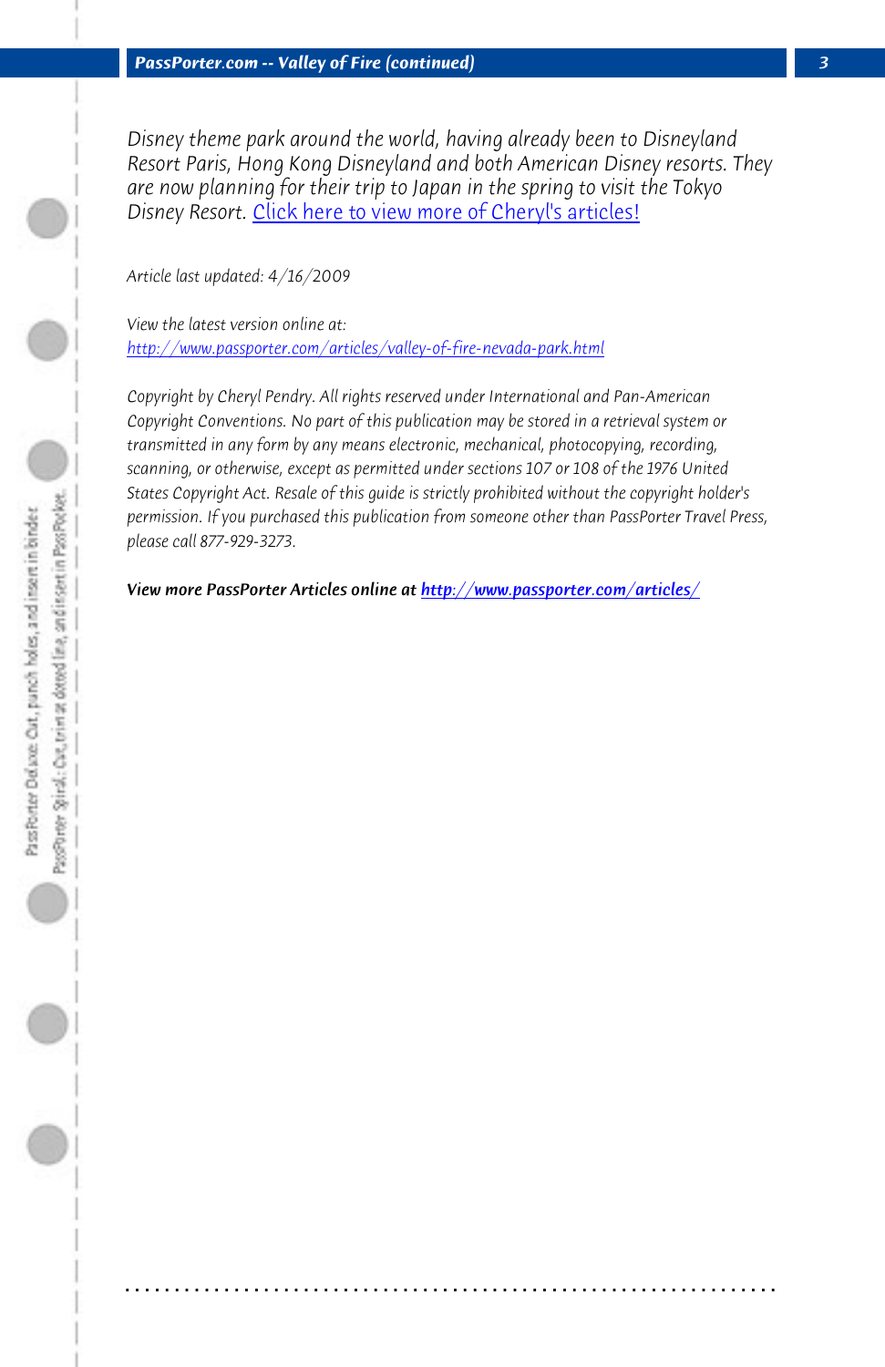*Disney theme park around the world, having already been to Disneyland Resort Paris, Hong Kong Disneyland and both American Disney resorts. They are now planning for their trip to Japan in the spring to visit the Tokyo Disney Resort.* Click here to view more of Cheryl's articles!

*Article last updated: 4/16/2009*

*View the latest version online at:*
http://www.passporter.com/articles/valley-of-fire-nevada-park.html

*Copyright by Cheryl Pendry. All rights reserved under International and Pan-American Copyright Conventions. No part of this publication may be stored in a retrieval system or transmitted in any form by any means electronic, mechanical, photocopying, recording, scanning, or otherwise, except as permitted under sections 107 or 108 of the 1976 United States Copyright Act. Resale of this guide is strictly prohibited without the copyright holder's permission. If you purchased this publication from someone other than PassPorter Travel Press, please call 877-929-3273.*

**View more PassPorter Articles online at http://www.passporter.com/articles/**